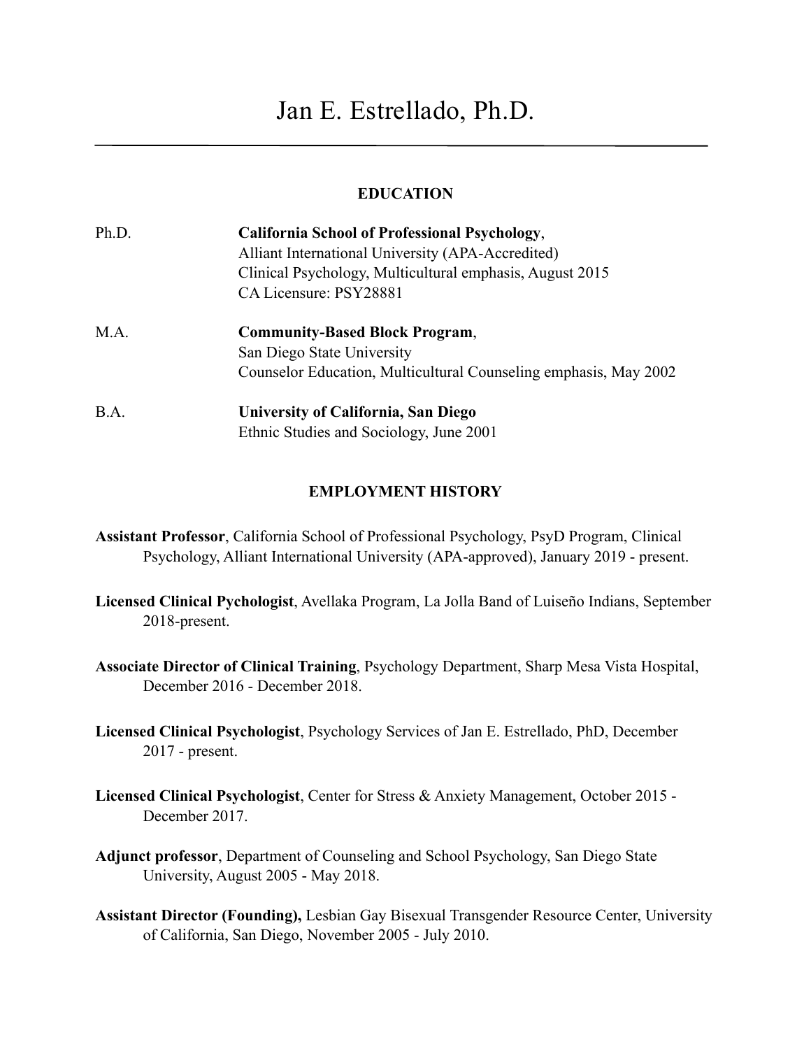# Jan E. Estrellado, Ph.D.

## EDUCATION

Ph.D. **California School of Professional Psychology**,
Alliant International University (APA-Accredited)
Clinical Psychology, Multicultural emphasis, August 2015
CA Licensure: PSY28881

M.A. **Community-Based Block Program**,
San Diego State University
Counselor Education, Multicultural Counseling emphasis, May 2002

B.A. **University of California, San Diego**
Ethnic Studies and Sociology, June 2001

## EMPLOYMENT HISTORY

**Assistant Professor**, California School of Professional Psychology, PsyD Program, Clinical Psychology, Alliant International University (APA-approved), January 2019 - present.

**Licensed Clinical Pychologist**, Avellaka Program, La Jolla Band of Luiseño Indians, September 2018-present.

**Associate Director of Clinical Training**, Psychology Department, Sharp Mesa Vista Hospital, December 2016 - December 2018.

**Licensed Clinical Psychologist**, Psychology Services of Jan E. Estrellado, PhD, December 2017 - present.

**Licensed Clinical Psychologist**, Center for Stress & Anxiety Management, October 2015 - December 2017.

**Adjunct professor**, Department of Counseling and School Psychology, San Diego State University, August 2005 - May 2018.

**Assistant Director (Founding),** Lesbian Gay Bisexual Transgender Resource Center, University of California, San Diego, November 2005 - July 2010.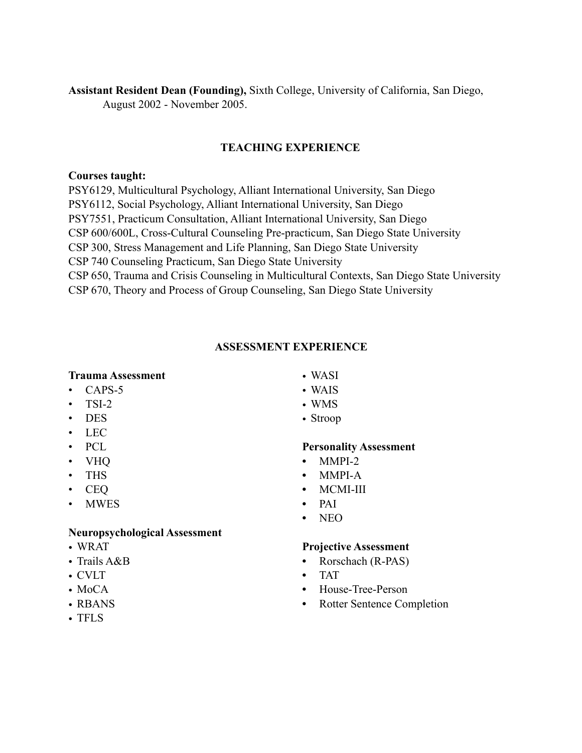**Assistant Resident Dean (Founding),** Sixth College, University of California, San Diego, August 2002 - November 2005.

## TEACHING EXPERIENCE

**Courses taught:**

PSY6129, Multicultural Psychology, Alliant International University, San Diego
PSY6112, Social Psychology, Alliant International University, San Diego
PSY7551, Practicum Consultation, Alliant International University, San Diego
CSP 600/600L, Cross-Cultural Counseling Pre-practicum, San Diego State University
CSP 300, Stress Management and Life Planning, San Diego State University
CSP 740 Counseling Practicum, San Diego State University
CSP 650, Trauma and Crisis Counseling in Multicultural Contexts, San Diego State University
CSP 670, Theory and Process of Group Counseling, San Diego State University

## ASSESSMENT EXPERIENCE

**Trauma Assessment**

- CAPS-5
- TSI-2
- DES
- LEC
- PCL
- VHQ
- THS
- CEQ
- MWES

**Neuropsychological Assessment**

- WRAT
- Trails A&B
- CVLT
- MoCA
- RBANS
- TFLS
- WASI
- WAIS
- WMS
- Stroop

**Personality Assessment**

- MMPI-2
- MMPI-A
- MCMI-III
- PAI
- NEO

**Projective Assessment**

- Rorschach (R-PAS)
- TAT
- House-Tree-Person
- Rotter Sentence Completion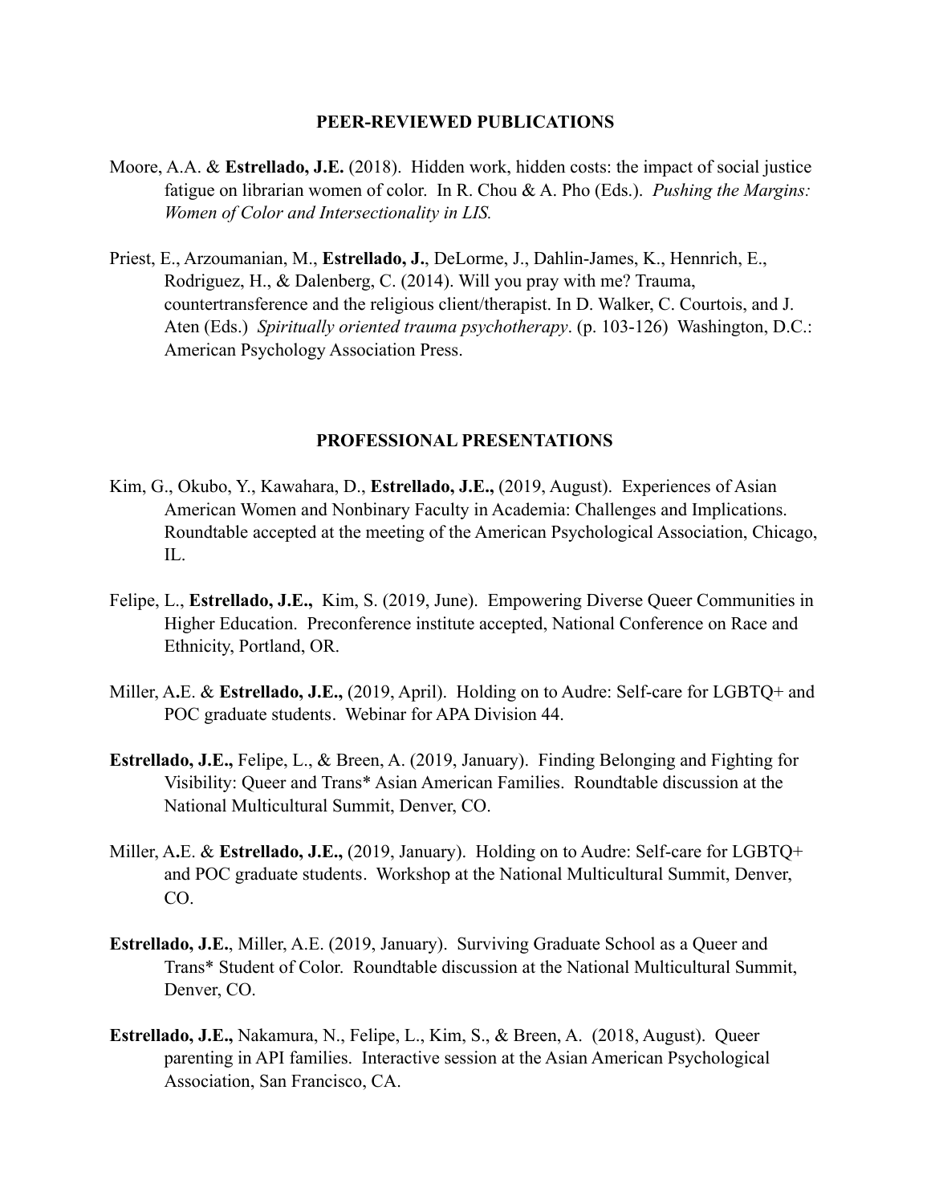## PEER-REVIEWED PUBLICATIONS

Moore, A.A. & **Estrellado, J.E.** (2018). Hidden work, hidden costs: the impact of social justice fatigue on librarian women of color. In R. Chou & A. Pho (Eds.). *Pushing the Margins: Women of Color and Intersectionality in LIS.*

Priest, E., Arzoumanian, M., **Estrellado, J.**, DeLorme, J., Dahlin-James, K., Hennrich, E., Rodriguez, H., & Dalenberg, C. (2014). Will you pray with me? Trauma, countertransference and the religious client/therapist. In D. Walker, C. Courtois, and J. Aten (Eds.) *Spiritually oriented trauma psychotherapy*. (p. 103-126) Washington, D.C.: American Psychology Association Press.

## PROFESSIONAL PRESENTATIONS

Kim, G., Okubo, Y., Kawahara, D., **Estrellado, J.E.,** (2019, August). Experiences of Asian American Women and Nonbinary Faculty in Academia: Challenges and Implications. Roundtable accepted at the meeting of the American Psychological Association, Chicago, IL.

Felipe, L., **Estrellado, J.E.,** Kim, S. (2019, June). Empowering Diverse Queer Communities in Higher Education. Preconference institute accepted, National Conference on Race and Ethnicity, Portland, OR.

Miller, A.E. & **Estrellado, J.E.,** (2019, April). Holding on to Audre: Self-care for LGBTQ+ and POC graduate students. Webinar for APA Division 44.

**Estrellado, J.E.,** Felipe, L., & Breen, A. (2019, January). Finding Belonging and Fighting for Visibility: Queer and Trans* Asian American Families. Roundtable discussion at the National Multicultural Summit, Denver, CO.

Miller, A.E. & **Estrellado, J.E.,** (2019, January). Holding on to Audre: Self-care for LGBTQ+ and POC graduate students. Workshop at the National Multicultural Summit, Denver, CO.

**Estrellado, J.E.**, Miller, A.E. (2019, January). Surviving Graduate School as a Queer and Trans* Student of Color. Roundtable discussion at the National Multicultural Summit, Denver, CO.

**Estrellado, J.E.,** Nakamura, N., Felipe, L., Kim, S., & Breen, A. (2018, August). Queer parenting in API families. Interactive session at the Asian American Psychological Association, San Francisco, CA.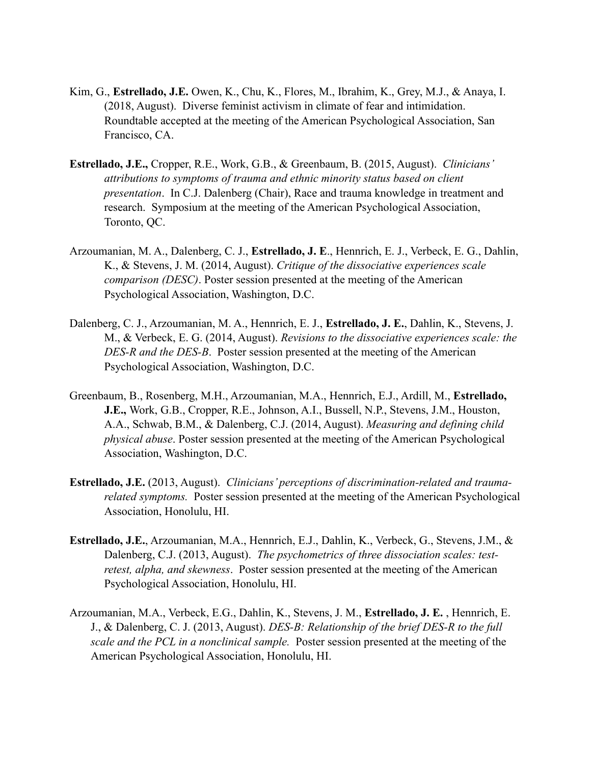Kim, G., **Estrellado, J.E.** Owen, K., Chu, K., Flores, M., Ibrahim, K., Grey, M.J., & Anaya, I. (2018, August). Diverse feminist activism in climate of fear and intimidation. Roundtable accepted at the meeting of the American Psychological Association, San Francisco, CA.

**Estrellado, J.E.,** Cropper, R.E., Work, G.B., & Greenbaum, B. (2015, August). *Clinicians' attributions to symptoms of trauma and ethnic minority status based on client presentation*. In C.J. Dalenberg (Chair), Race and trauma knowledge in treatment and research. Symposium at the meeting of the American Psychological Association, Toronto, QC.

Arzoumanian, M. A., Dalenberg, C. J., **Estrellado, J. E**., Hennrich, E. J., Verbeck, E. G., Dahlin, K., & Stevens, J. M. (2014, August). *Critique of the dissociative experiences scale comparison (DESC)*. Poster session presented at the meeting of the American Psychological Association, Washington, D.C.

Dalenberg, C. J., Arzoumanian, M. A., Hennrich, E. J., **Estrellado, J. E.**, Dahlin, K., Stevens, J. M., & Verbeck, E. G. (2014, August). *Revisions to the dissociative experiences scale: the DES-R and the DES-B*. Poster session presented at the meeting of the American Psychological Association, Washington, D.C.

Greenbaum, B., Rosenberg, M.H., Arzoumanian, M.A., Hennrich, E.J., Ardill, M., **Estrellado, J.E.,** Work, G.B., Cropper, R.E., Johnson, A.I., Bussell, N.P., Stevens, J.M., Houston, A.A., Schwab, B.M., & Dalenberg, C.J. (2014, August). *Measuring and defining child physical abuse*. Poster session presented at the meeting of the American Psychological Association, Washington, D.C.

**Estrellado, J.E.** (2013, August). *Clinicians' perceptions of discrimination-related and trauma-related symptoms.* Poster session presented at the meeting of the American Psychological Association, Honolulu, HI.

**Estrellado, J.E.**, Arzoumanian, M.A., Hennrich, E.J., Dahlin, K., Verbeck, G., Stevens, J.M., & Dalenberg, C.J. (2013, August). *The psychometrics of three dissociation scales: test-retest, alpha, and skewness*. Poster session presented at the meeting of the American Psychological Association, Honolulu, HI.

Arzoumanian, M.A., Verbeck, E.G., Dahlin, K., Stevens, J. M., **Estrellado, J. E.** , Hennrich, E. J., & Dalenberg, C. J. (2013, August). *DES-B: Relationship of the brief DES-R to the full scale and the PCL in a nonclinical sample.* Poster session presented at the meeting of the American Psychological Association, Honolulu, HI.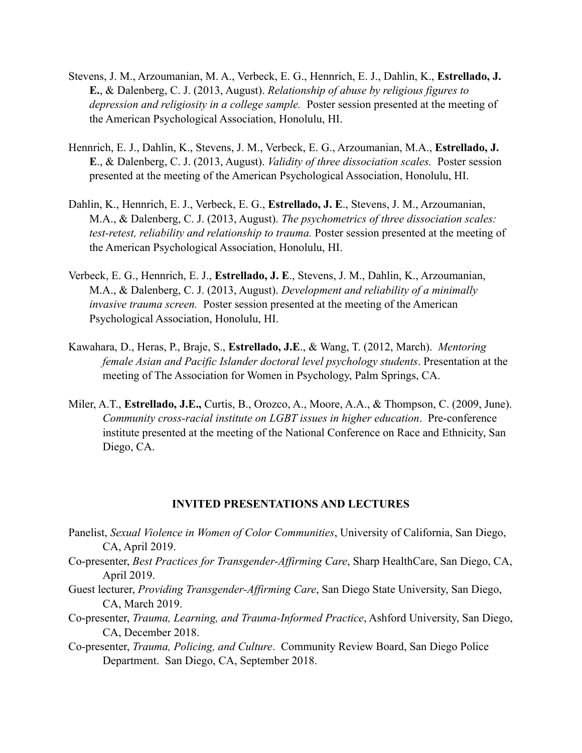Stevens, J. M., Arzoumanian, M. A., Verbeck, E. G., Hennrich, E. J., Dahlin, K., **Estrellado, J. E.**, & Dalenberg, C. J. (2013, August). *Relationship of abuse by religious figures to depression and religiosity in a college sample.* Poster session presented at the meeting of the American Psychological Association, Honolulu, HI.

Hennrich, E. J., Dahlin, K., Stevens, J. M., Verbeck, E. G., Arzoumanian, M.A., **Estrellado, J. E**., & Dalenberg, C. J. (2013, August). *Validity of three dissociation scales.* Poster session presented at the meeting of the American Psychological Association, Honolulu, HI.

Dahlin, K., Hennrich, E. J., Verbeck, E. G., **Estrellado, J. E**., Stevens, J. M., Arzoumanian, M.A., & Dalenberg, C. J. (2013, August). *The psychometrics of three dissociation scales: test-retest, reliability and relationship to trauma.* Poster session presented at the meeting of the American Psychological Association, Honolulu, HI.

Verbeck, E. G., Hennrich, E. J., **Estrellado, J. E**., Stevens, J. M., Dahlin, K., Arzoumanian, M.A., & Dalenberg, C. J. (2013, August). *Development and reliability of a minimally invasive trauma screen.* Poster session presented at the meeting of the American Psychological Association, Honolulu, HI.

Kawahara, D., Heras, P., Braje, S., **Estrellado, J.E**., & Wang, T. (2012, March). *Mentoring female Asian and Pacific Islander doctoral level psychology students*. Presentation at the meeting of The Association for Women in Psychology, Palm Springs, CA.

Miler, A.T., **Estrellado, J.E.,** Curtis, B., Orozco, A., Moore, A.A., & Thompson, C. (2009, June). *Community cross-racial institute on LGBT issues in higher education*. Pre-conference institute presented at the meeting of the National Conference on Race and Ethnicity, San Diego, CA.

## INVITED PRESENTATIONS AND LECTURES

Panelist, *Sexual Violence in Women of Color Communities*, University of California, San Diego, CA, April 2019.

Co-presenter, *Best Practices for Transgender-Affirming Care*, Sharp HealthCare, San Diego, CA, April 2019.

Guest lecturer, *Providing Transgender-Affirming Care*, San Diego State University, San Diego, CA, March 2019.

Co-presenter, *Trauma, Learning, and Trauma-Informed Practice*, Ashford University, San Diego, CA, December 2018.

Co-presenter, *Trauma, Policing, and Culture*. Community Review Board, San Diego Police Department. San Diego, CA, September 2018.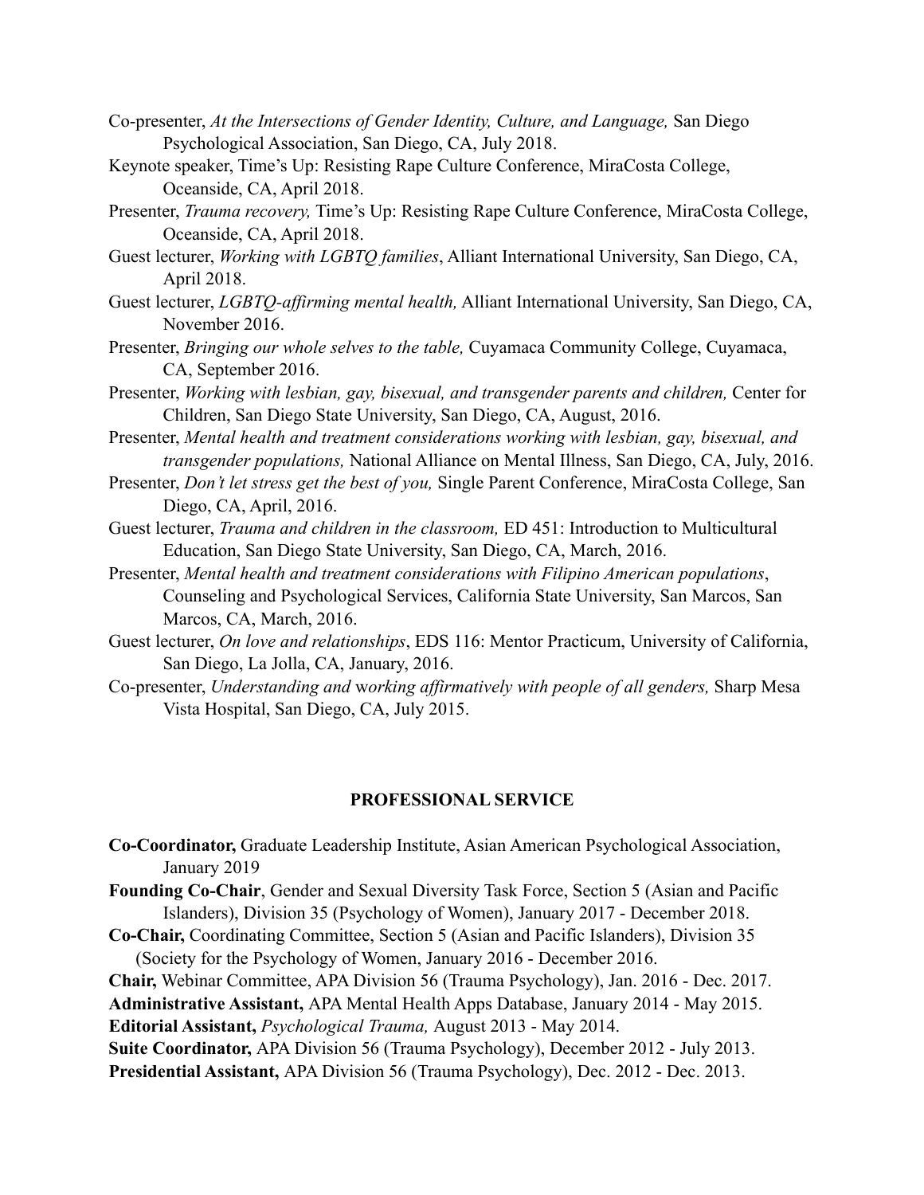Co-presenter, *At the Intersections of Gender Identity, Culture, and Language,* San Diego Psychological Association, San Diego, CA, July 2018.

Keynote speaker, Time's Up: Resisting Rape Culture Conference, MiraCosta College, Oceanside, CA, April 2018.

Presenter, *Trauma recovery,* Time's Up: Resisting Rape Culture Conference, MiraCosta College, Oceanside, CA, April 2018.

Guest lecturer, *Working with LGBTQ families*, Alliant International University, San Diego, CA, April 2018.

Guest lecturer, *LGBTQ-affirming mental health,* Alliant International University, San Diego, CA, November 2016.

Presenter, *Bringing our whole selves to the table,* Cuyamaca Community College, Cuyamaca, CA, September 2016.

Presenter, *Working with lesbian, gay, bisexual, and transgender parents and children,* Center for Children, San Diego State University, San Diego, CA, August, 2016.

Presenter, *Mental health and treatment considerations working with lesbian, gay, bisexual, and transgender populations,* National Alliance on Mental Illness, San Diego, CA, July, 2016.

Presenter, *Don't let stress get the best of you,* Single Parent Conference, MiraCosta College, San Diego, CA, April, 2016.

Guest lecturer, *Trauma and children in the classroom,* ED 451: Introduction to Multicultural Education, San Diego State University, San Diego, CA, March, 2016.

Presenter, *Mental health and treatment considerations with Filipino American populations*, Counseling and Psychological Services, California State University, San Marcos, San Marcos, CA, March, 2016.

Guest lecturer, *On love and relationships*, EDS 116: Mentor Practicum, University of California, San Diego, La Jolla, CA, January, 2016.

Co-presenter, *Understanding and* working *affirmatively with people of all genders,* Sharp Mesa Vista Hospital, San Diego, CA, July 2015.

## PROFESSIONAL SERVICE

**Co-Coordinator,** Graduate Leadership Institute, Asian American Psychological Association, January 2019

**Founding Co-Chair**, Gender and Sexual Diversity Task Force, Section 5 (Asian and Pacific Islanders), Division 35 (Psychology of Women), January 2017 - December 2018.

**Co-Chair,** Coordinating Committee, Section 5 (Asian and Pacific Islanders), Division 35 (Society for the Psychology of Women, January 2016 - December 2016.

**Chair,** Webinar Committee, APA Division 56 (Trauma Psychology), Jan. 2016 - Dec. 2017.

**Administrative Assistant,** APA Mental Health Apps Database, January 2014 - May 2015.

**Editorial Assistant,** *Psychological Trauma,* August 2013 - May 2014.

**Suite Coordinator,** APA Division 56 (Trauma Psychology), December 2012 - July 2013.

**Presidential Assistant,** APA Division 56 (Trauma Psychology), Dec. 2012 - Dec. 2013.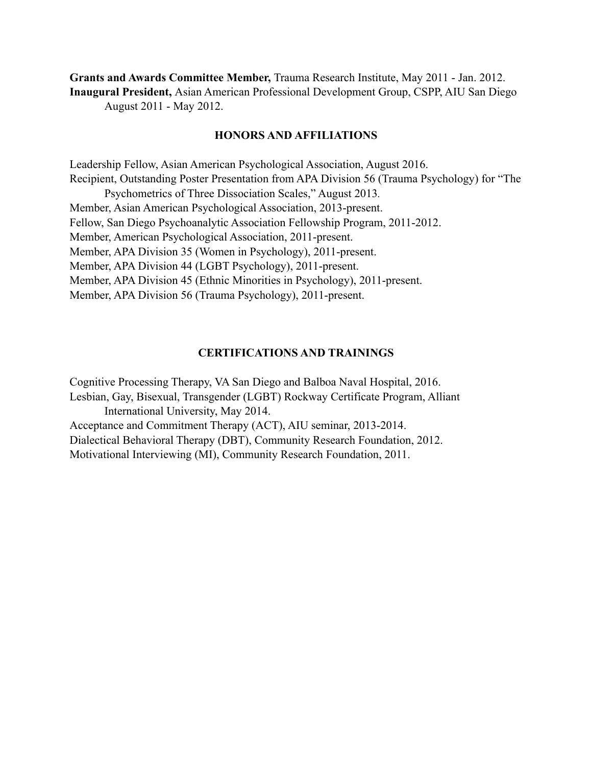**Grants and Awards Committee Member,** Trauma Research Institute, May 2011 - Jan. 2012.
**Inaugural President,** Asian American Professional Development Group, CSPP, AIU San Diego August 2011 - May 2012.

## HONORS AND AFFILIATIONS

Leadership Fellow, Asian American Psychological Association, August 2016.
Recipient, Outstanding Poster Presentation from APA Division 56 (Trauma Psychology) for "The Psychometrics of Three Dissociation Scales," August 2013.
Member, Asian American Psychological Association, 2013-present.
Fellow, San Diego Psychoanalytic Association Fellowship Program, 2011-2012.
Member, American Psychological Association, 2011-present.
Member, APA Division 35 (Women in Psychology), 2011-present.
Member, APA Division 44 (LGBT Psychology), 2011-present.
Member, APA Division 45 (Ethnic Minorities in Psychology), 2011-present.
Member, APA Division 56 (Trauma Psychology), 2011-present.

## CERTIFICATIONS AND TRAININGS

Cognitive Processing Therapy, VA San Diego and Balboa Naval Hospital, 2016.
Lesbian, Gay, Bisexual, Transgender (LGBT) Rockway Certificate Program, Alliant International University, May 2014.
Acceptance and Commitment Therapy (ACT), AIU seminar, 2013-2014.
Dialectical Behavioral Therapy (DBT), Community Research Foundation, 2012.
Motivational Interviewing (MI), Community Research Foundation, 2011.